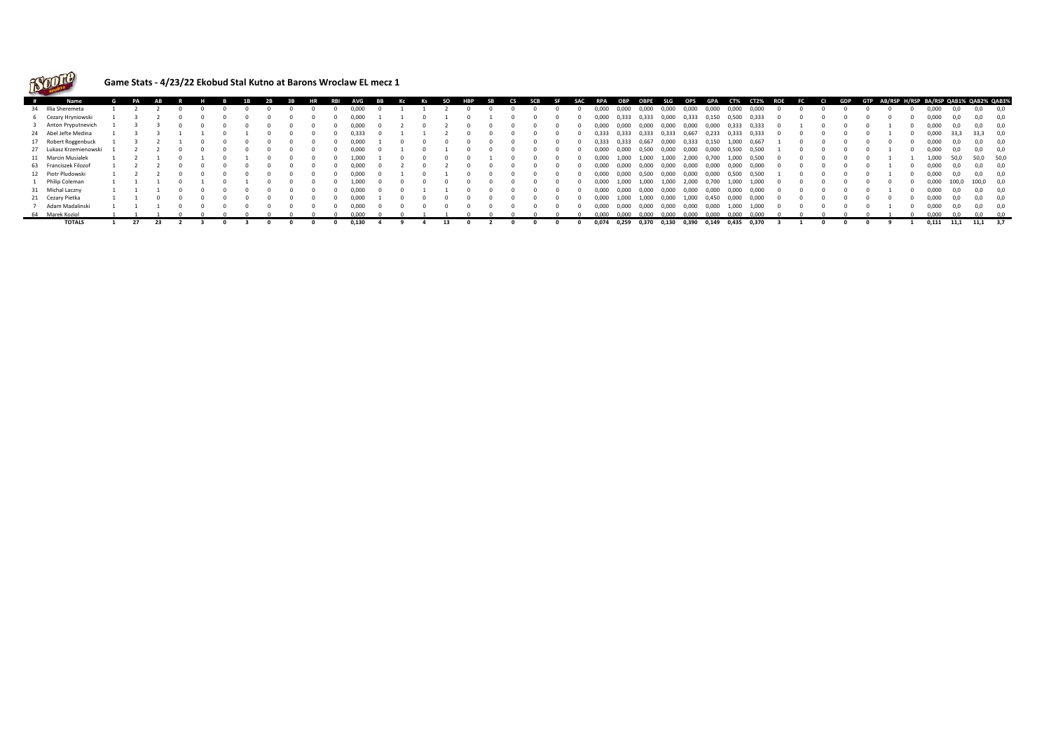## Game Stats - 4/23/22 Ekobud Stal Kutno at Barons Wroclaw EL mecz 1

| # | Name | G | PA | AB | R | H | B | 1B | 2B | 3B | HR | RBI | AVG | BB | Kc | Ks | SO | HBP | SB | CS | SCB | SF | SAC | RPA | OBP | OBPE | SLG | OPS | GPA | CT% | CT2% | ROE | FC | CI | GDP | GTP | AB/RSP | H/RSP | BA/RSP | QAB1% | QAB2% | QAB3% |
|---|---|---|---|---|---|---|---|---|---|---|---|---|---|---|---|---|---|---|---|---|---|---|---|---|---|---|---|---|---|---|---|---|---|---|---|---|---|---|---|---|---|---|
| 34 | Illia Sheremeta | 1 | 2 | 2 | 0 | 0 | 0 | 0 | 0 | 0 | 0 | 0 | 0,000 | 0 | 1 | 1 | 2 | 0 | 0 | 0 | 0 | 0 | 0 | 0,000 | 0,000 | 0,000 | 0,000 | 0,000 | 0,000 | 0,000 | 0,000 | 0 | 0 | 0 | 0 | 0 | 0 | 0 | 0,000 | 0,0 | 0,0 | 0,0 |
| 6 | Cezary Hryniowski | 1 | 3 | 2 | 0 | 0 | 0 | 0 | 0 | 0 | 0 | 0 | 0,000 | 1 | 1 | 0 | 1 | 0 | 1 | 0 | 0 | 0 | 0 | 0,000 | 0,333 | 0,333 | 0,000 | 0,333 | 0,150 | 0,500 | 0,333 | 0 | 0 | 0 | 0 | 0 | 0 | 0 | 0,000 | 0,0 | 0,0 | 0,0 |
| 3 | Anton Pryputnevich | 1 | 3 | 3 | 0 | 0 | 0 | 0 | 0 | 0 | 0 | 0 | 0,000 | 0 | 2 | 0 | 2 | 0 | 0 | 0 | 0 | 0 | 0 | 0,000 | 0,000 | 0,000 | 0,000 | 0,000 | 0,000 | 0,333 | 0,333 | 0 | 1 | 0 | 0 | 0 | 1 | 0 | 0,000 | 0,0 | 0,0 | 0,0 |
| 24 | Abel Jefte Medina | 1 | 3 | 3 | 1 | 1 | 0 | 1 | 0 | 0 | 0 | 0 | 0,333 | 0 | 1 | 1 | 2 | 0 | 0 | 0 | 0 | 0 | 0 | 0,333 | 0,333 | 0,333 | 0,333 | 0,667 | 0,233 | 0,333 | 0,333 | 0 | 0 | 0 | 0 | 0 | 1 | 0 | 0,000 | 33,3 | 33,3 | 0,0 |
| 17 | Robert Roggenbuck | 1 | 3 | 2 | 1 | 0 | 0 | 0 | 0 | 0 | 0 | 0 | 0,000 | 1 | 0 | 0 | 0 | 0 | 0 | 0 | 0 | 0 | 0 | 0,333 | 0,333 | 0,667 | 0,000 | 0,333 | 0,150 | 1,000 | 0,667 | 1 | 0 | 0 | 0 | 0 | 0 | 0 | 0,000 | 0,0 | 0,0 | 0,0 |
| 27 | Lukasz Krzemienowski | 1 | 2 | 2 | 0 | 0 | 0 | 0 | 0 | 0 | 0 | 0 | 0,000 | 0 | 1 | 0 | 1 | 0 | 0 | 0 | 0 | 0 | 0 | 0,000 | 0,000 | 0,500 | 0,000 | 0,000 | 0,000 | 0,500 | 0,500 | 1 | 0 | 0 | 0 | 0 | 1 | 0 | 0,000 | 0,0 | 0,0 | 0,0 |
| 11 | Marcin Musialek | 1 | 2 | 1 | 0 | 1 | 0 | 1 | 0 | 0 | 0 | 0 | 1,000 | 1 | 0 | 0 | 0 | 0 | 1 | 0 | 0 | 0 | 0 | 0,000 | 1,000 | 1,000 | 1,000 | 2,000 | 0,700 | 1,000 | 0,500 | 0 | 0 | 0 | 0 | 0 | 1 | 1 | 1,000 | 50,0 | 50,0 | 50,0 |
| 63 | Franciszek Filozof | 1 | 2 | 2 | 0 | 0 | 0 | 0 | 0 | 0 | 0 | 0 | 0,000 | 0 | 2 | 0 | 2 | 0 | 0 | 0 | 0 | 0 | 0 | 0,000 | 0,000 | 0,000 | 0,000 | 0,000 | 0,000 | 0,000 | 0,000 | 0 | 0 | 0 | 0 | 0 | 1 | 0 | 0,000 | 0,0 | 0,0 | 0,0 |
| 12 | Piotr Pludowski | 1 | 2 | 2 | 0 | 0 | 0 | 0 | 0 | 0 | 0 | 0 | 0,000 | 0 | 1 | 0 | 1 | 0 | 0 | 0 | 0 | 0 | 0 | 0,000 | 0,000 | 0,500 | 0,000 | 0,000 | 0,000 | 0,500 | 0,500 | 1 | 0 | 0 | 0 | 0 | 1 | 0 | 0,000 | 0,0 | 0,0 | 0,0 |
| 1 | Philip Coleman | 1 | 1 | 1 | 0 | 1 | 0 | 1 | 0 | 0 | 0 | 0 | 1,000 | 0 | 0 | 0 | 0 | 0 | 0 | 0 | 0 | 0 | 0 | 0,000 | 1,000 | 1,000 | 1,000 | 2,000 | 0,700 | 1,000 | 1,000 | 0 | 0 | 0 | 0 | 0 | 0 | 0 | 0,000 | 100,0 | 100,0 | 0,0 |
| 31 | Michal Laczny | 1 | 1 | 1 | 0 | 0 | 0 | 0 | 0 | 0 | 0 | 0 | 0,000 | 0 | 0 | 1 | 1 | 0 | 0 | 0 | 0 | 0 | 0 | 0,000 | 0,000 | 0,000 | 0,000 | 0,000 | 0,000 | 0,000 | 0,000 | 0 | 0 | 0 | 0 | 0 | 1 | 0 | 0,000 | 0,0 | 0,0 | 0,0 |
| 21 | Cezary Pietka | 1 | 1 | 0 | 0 | 0 | 0 | 0 | 0 | 0 | 0 | 0 | 0,000 | 1 | 0 | 0 | 0 | 0 | 0 | 0 | 0 | 0 | 0 | 0,000 | 1,000 | 1,000 | 0,000 | 1,000 | 0,450 | 0,000 | 0,000 | 0 | 0 | 0 | 0 | 0 | 0 | 0 | 0,000 | 0,0 | 0,0 | 0,0 |
| 7 | Adam Madalinski | 1 | 1 | 1 | 0 | 0 | 0 | 0 | 0 | 0 | 0 | 0 | 0,000 | 0 | 0 | 0 | 0 | 0 | 0 | 0 | 0 | 0 | 0 | 0,000 | 0,000 | 0,000 | 0,000 | 0,000 | 0,000 | 1,000 | 1,000 | 0 | 0 | 0 | 0 | 0 | 1 | 0 | 0,000 | 0,0 | 0,0 | 0,0 |
| 64 | Marek Koziol | 1 | 1 | 1 | 0 | 0 | 0 | 0 | 0 | 0 | 0 | 0 | 0,000 | 0 | 0 | 1 | 1 | 0 | 0 | 0 | 0 | 0 | 0 | 0,000 | 0,000 | 0,000 | 0,000 | 0,000 | 0,000 | 0,000 | 0,000 | 0 | 0 | 0 | 0 | 0 | 1 | 0 | 0,000 | 0,0 | 0,0 | 0,0 |
| | **TOTALS** | **1** | **27** | **23** | **2** | **3** | **0** | **3** | **0** | **0** | **0** | **0** | **0,130** | **4** | **9** | **4** | **13** | **0** | **2** | **0** | **0** | **0** | **0** | **0,074** | **0,259** | **0,370** | **0,130** | **0,390** | **0,149** | **0,435** | **0,370** | **3** | **1** | **0** | **0** | **0** | **9** | **1** | **0,111** | **11,1** | **11,1** | **3,7** |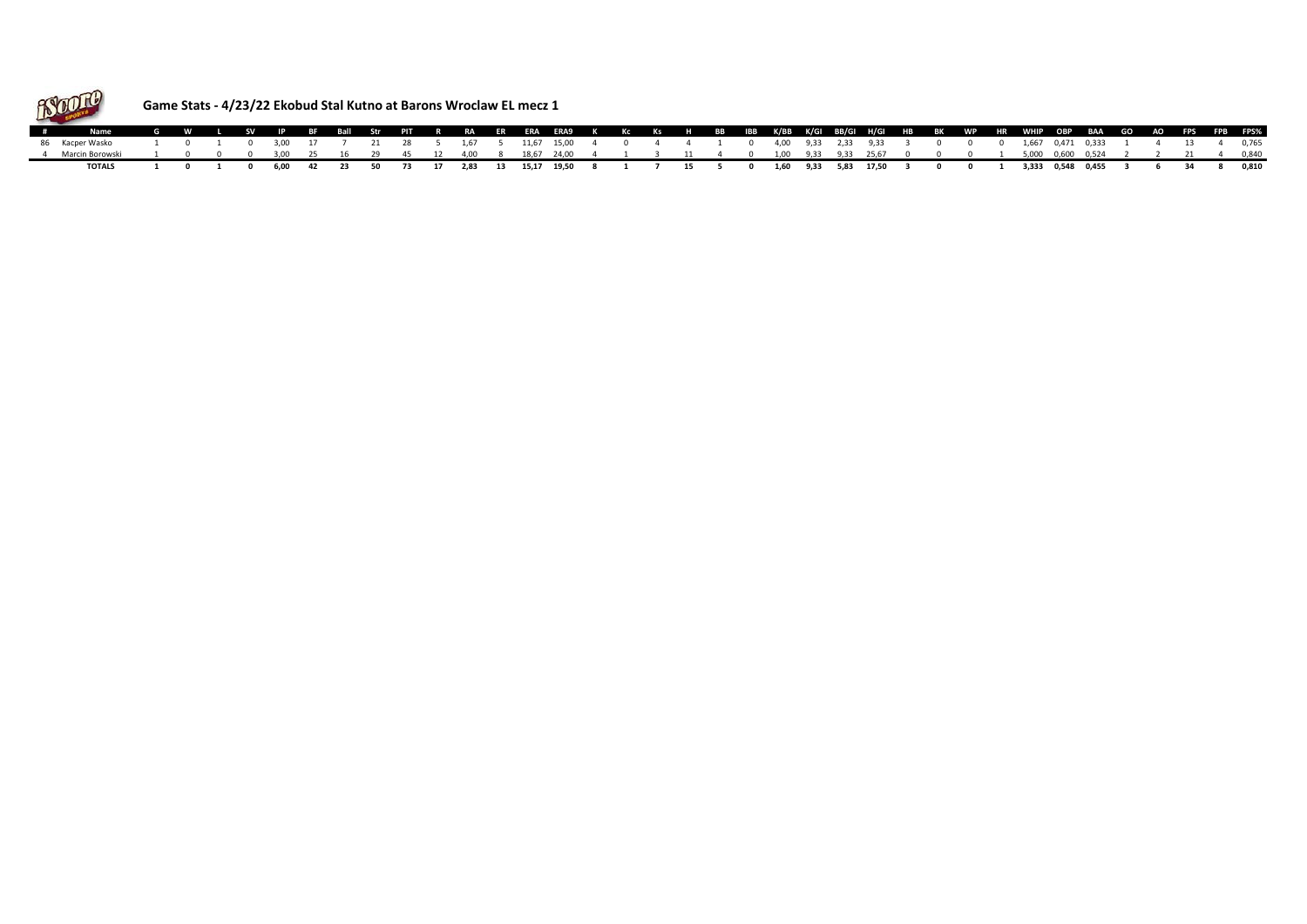## Game Stats - 4/23/22 Ekobud Stal Kutno at Barons Wroclaw EL mecz 1

| # | Name | G | W | L | SV | IP | BF | Ball | Str | PIT | R | RA | ER | ERA | ERA9 | K | Kc | Ks | H | BB | IBB | K/BB | K/GI | BB/GI | H/GI | HB | BK | WP | HR | WHIP | OBP | BAA | GO | AO | FPS | FPB | FPS% |
|---|---|---|---|---|---|---|---|---|---|---|---|---|---|---|---|---|---|---|---|---|---|---|---|---|---|---|---|---|---|---|---|---|---|---|---|---|---|
| 86 | Kacper Wasko | 1 | 0 | 1 | 0 | 3,00 | 17 | 7 | 21 | 28 | 5 | 1,67 | 5 | 11,67 | 15,00 | 4 | 0 | 4 | 4 | 1 | 0 | 4,00 | 9,33 | 2,33 | 9,33 | 3 | 0 | 0 | 0 | 1,667 | 0,471 | 0,333 | 1 | 4 | 13 | 4 | 0,765 |
| 4 | Marcin Borowski | 1 | 0 | 0 | 0 | 3,00 | 25 | 16 | 29 | 45 | 12 | 4,00 | 8 | 18,67 | 24,00 | 4 | 1 | 3 | 11 | 4 | 0 | 1,00 | 9,33 | 9,33 | 25,67 | 0 | 0 | 0 | 1 | 5,000 | 0,600 | 0,524 | 2 | 2 | 21 | 4 | 0,840 |
| | **TOTALS** | **1** | **0** | **1** | **0** | **6,00** | **42** | **23** | **50** | **73** | **17** | **2,83** | **13** | **15,17** | **19,50** | **8** | **1** | **7** | **15** | **5** | **0** | **1,60** | **9,33** | **5,83** | **17,50** | **3** | **0** | **0** | **1** | **3,333** | **0,548** | **0,455** | **3** | **6** | **34** | **8** | **0,810** |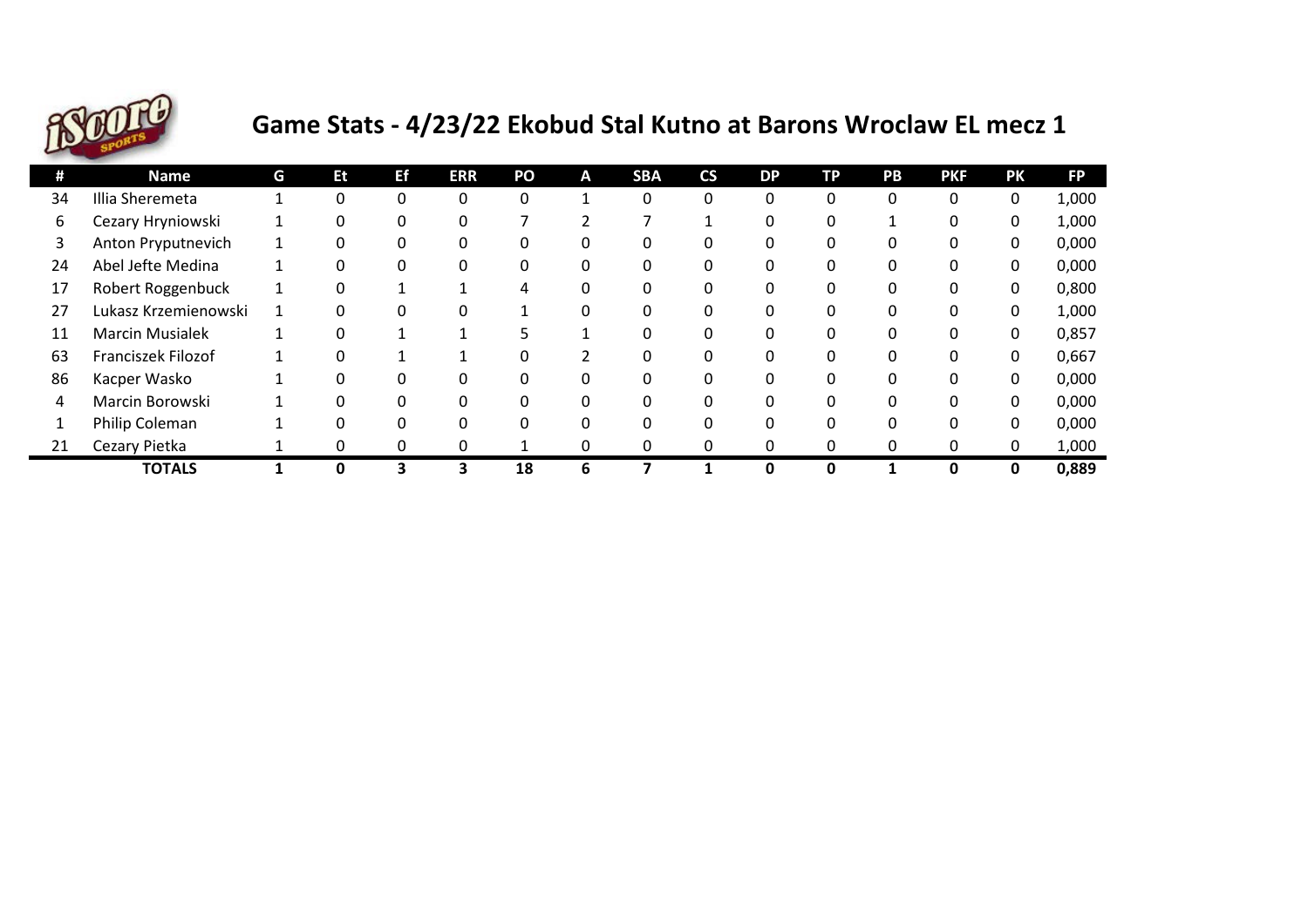# Game Stats - 4/23/22 Ekobud Stal Kutno at Barons Wroclaw EL mecz 1

| # | Name | G | Et | Ef | ERR | PO | A | SBA | CS | DP | TP | PB | PKF | PK | FP |
|---|---|---|---|---|---|---|---|---|---|---|---|---|---|---|---|
| 34 | Illia Sheremeta | 1 | 0 | 0 | 0 | 0 | 1 | 0 | 0 | 0 | 0 | 0 | 0 | 0 | 1,000 |
| 6 | Cezary Hryniowski | 1 | 0 | 0 | 0 | 7 | 2 | 7 | 1 | 0 | 0 | 1 | 0 | 0 | 1,000 |
| 3 | Anton Pryputnevich | 1 | 0 | 0 | 0 | 0 | 0 | 0 | 0 | 0 | 0 | 0 | 0 | 0 | 0,000 |
| 24 | Abel Jefte Medina | 1 | 0 | 0 | 0 | 0 | 0 | 0 | 0 | 0 | 0 | 0 | 0 | 0 | 0,000 |
| 17 | Robert Roggenbuck | 1 | 0 | 1 | 1 | 4 | 0 | 0 | 0 | 0 | 0 | 0 | 0 | 0 | 0,800 |
| 27 | Lukasz Krzemienowski | 1 | 0 | 0 | 0 | 1 | 0 | 0 | 0 | 0 | 0 | 0 | 0 | 0 | 1,000 |
| 11 | Marcin Musialek | 1 | 0 | 1 | 1 | 5 | 1 | 0 | 0 | 0 | 0 | 0 | 0 | 0 | 0,857 |
| 63 | Franciszek Filozof | 1 | 0 | 1 | 1 | 0 | 2 | 0 | 0 | 0 | 0 | 0 | 0 | 0 | 0,667 |
| 86 | Kacper Wasko | 1 | 0 | 0 | 0 | 0 | 0 | 0 | 0 | 0 | 0 | 0 | 0 | 0 | 0,000 |
| 4 | Marcin Borowski | 1 | 0 | 0 | 0 | 0 | 0 | 0 | 0 | 0 | 0 | 0 | 0 | 0 | 0,000 |
| 1 | Philip Coleman | 1 | 0 | 0 | 0 | 0 | 0 | 0 | 0 | 0 | 0 | 0 | 0 | 0 | 0,000 |
| 21 | Cezary Pietka | 1 | 0 | 0 | 0 | 1 | 0 | 0 | 0 | 0 | 0 | 0 | 0 | 0 | 1,000 |
| | **TOTALS** | **1** | **0** | **3** | **3** | **18** | **6** | **7** | **1** | **0** | **0** | **1** | **0** | **0** | **0,889** |